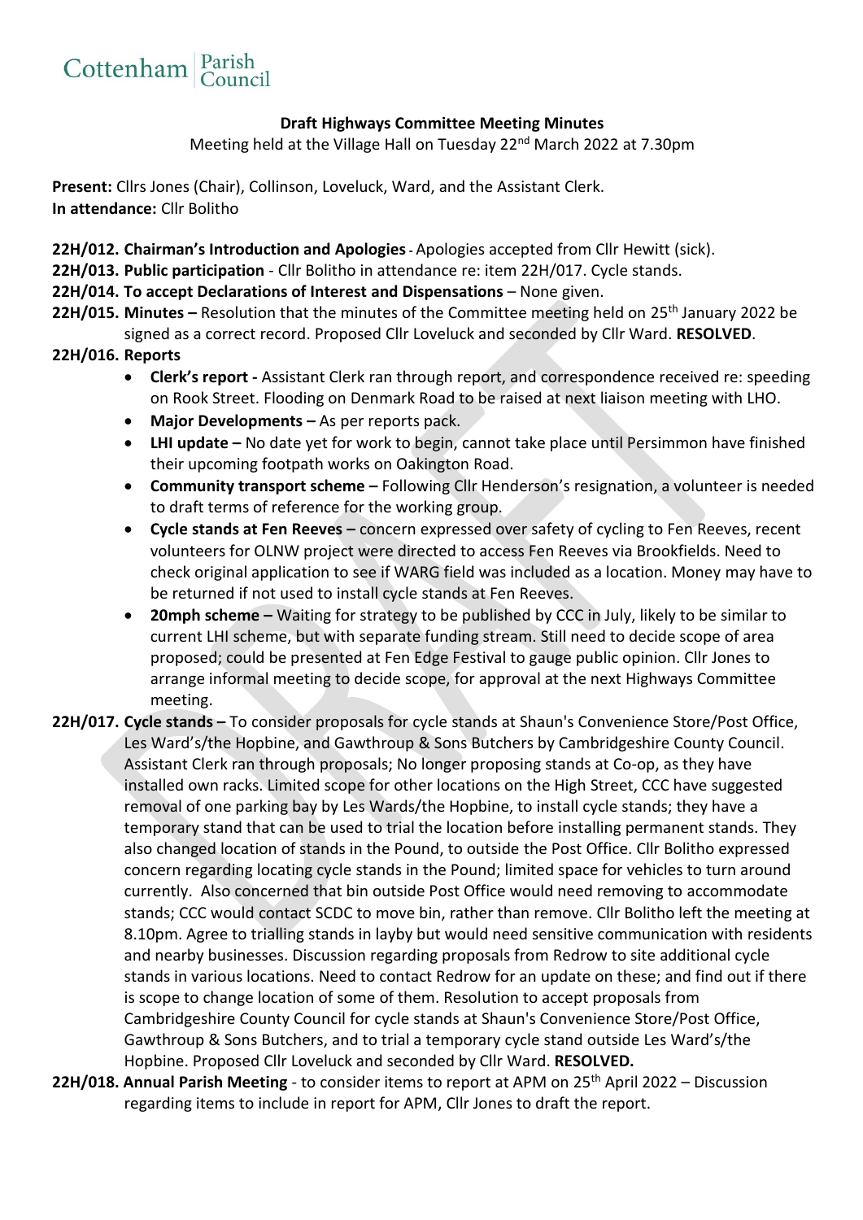Cottenham Parish Council

**Draft Highways Committee Meeting Minutes**

Meeting held at the Village Hall on Tuesday 22nd March 2022 at 7.30pm

**Present:** Cllrs Jones (Chair), Collinson, Loveluck, Ward, and the Assistant Clerk.
**In attendance:** Cllr Bolitho

**22H/012. Chairman's Introduction and Apologies** - Apologies accepted from Cllr Hewitt (sick).

**22H/013. Public participation** - Cllr Bolitho in attendance re: item 22H/017. Cycle stands.

**22H/014. To accept Declarations of Interest and Dispensations** – None given.

**22H/015. Minutes –** Resolution that the minutes of the Committee meeting held on 25th January 2022 be signed as a correct record. Proposed Cllr Loveluck and seconded by Cllr Ward. **RESOLVED**.

**22H/016. Reports**

- **Clerk's report -** Assistant Clerk ran through report, and correspondence received re: speeding on Rook Street. Flooding on Denmark Road to be raised at next liaison meeting with LHO.
- **Major Developments –** As per reports pack.
- **LHI update –** No date yet for work to begin, cannot take place until Persimmon have finished their upcoming footpath works on Oakington Road.
- **Community transport scheme –** Following Cllr Henderson's resignation, a volunteer is needed to draft terms of reference for the working group.
- **Cycle stands at Fen Reeves –** concern expressed over safety of cycling to Fen Reeves, recent volunteers for OLNW project were directed to access Fen Reeves via Brookfields. Need to check original application to see if WARG field was included as a location. Money may have to be returned if not used to install cycle stands at Fen Reeves.
- **20mph scheme –** Waiting for strategy to be published by CCC in July, likely to be similar to current LHI scheme, but with separate funding stream. Still need to decide scope of area proposed; could be presented at Fen Edge Festival to gauge public opinion. Cllr Jones to arrange informal meeting to decide scope, for approval at the next Highways Committee meeting.

**22H/017. Cycle stands –** To consider proposals for cycle stands at Shaun's Convenience Store/Post Office, Les Ward's/the Hopbine, and Gawthroup & Sons Butchers by Cambridgeshire County Council. Assistant Clerk ran through proposals; No longer proposing stands at Co-op, as they have installed own racks. Limited scope for other locations on the High Street, CCC have suggested removal of one parking bay by Les Wards/the Hopbine, to install cycle stands; they have a temporary stand that can be used to trial the location before installing permanent stands. They also changed location of stands in the Pound, to outside the Post Office. Cllr Bolitho expressed concern regarding locating cycle stands in the Pound; limited space for vehicles to turn around currently. Also concerned that bin outside Post Office would need removing to accommodate stands; CCC would contact SCDC to move bin, rather than remove. Cllr Bolitho left the meeting at 8.10pm. Agree to trialling stands in layby but would need sensitive communication with residents and nearby businesses. Discussion regarding proposals from Redrow to site additional cycle stands in various locations. Need to contact Redrow for an update on these; and find out if there is scope to change location of some of them. Resolution to accept proposals from Cambridgeshire County Council for cycle stands at Shaun's Convenience Store/Post Office, Gawthroup & Sons Butchers, and to trial a temporary cycle stand outside Les Ward's/the Hopbine. Proposed Cllr Loveluck and seconded by Cllr Ward. **RESOLVED.**

**22H/018. Annual Parish Meeting** - to consider items to report at APM on 25th April 2022 – Discussion regarding items to include in report for APM, Cllr Jones to draft the report.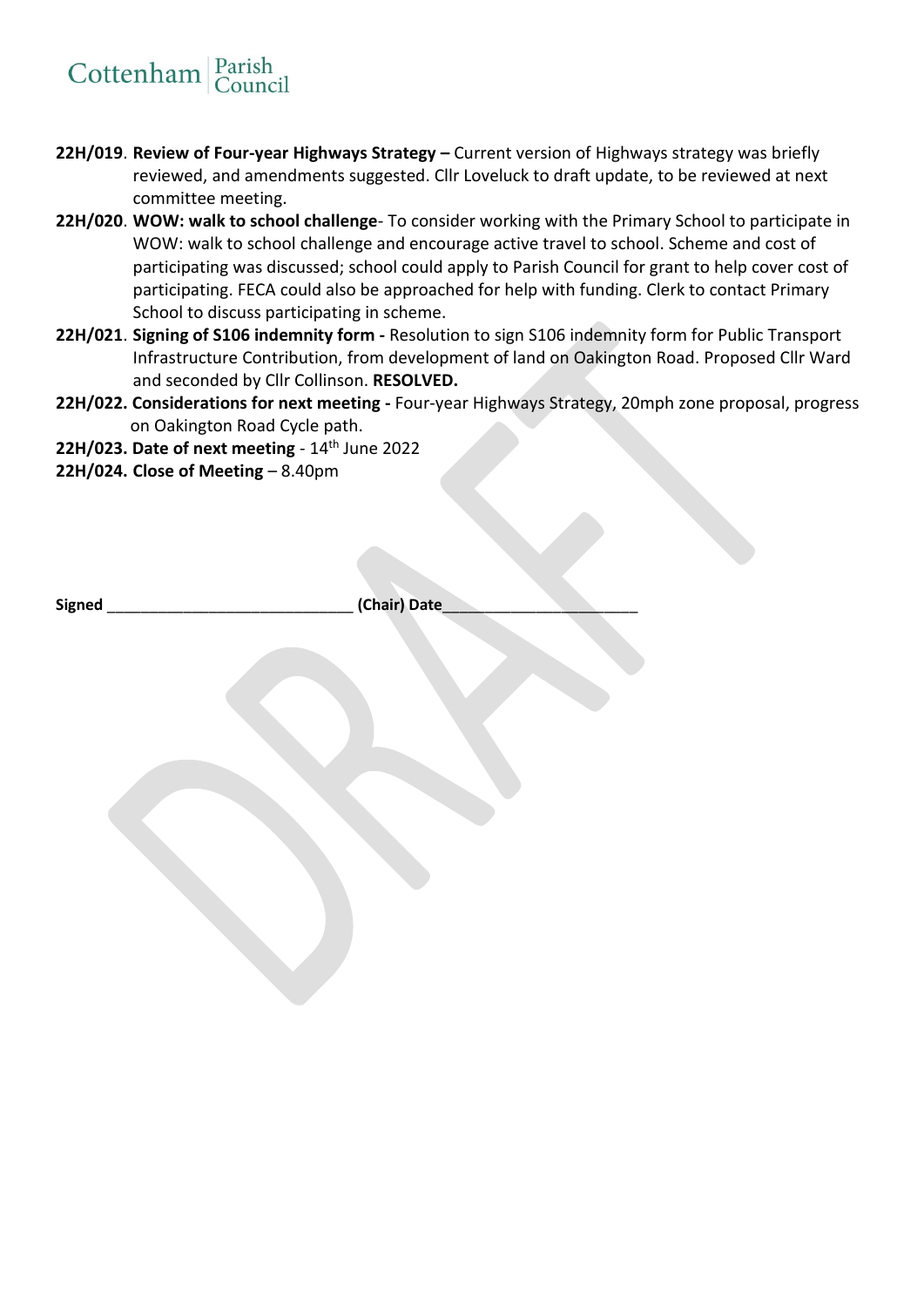**22H/019**. **Review of Four-year Highways Strategy –** Current version of Highways strategy was briefly reviewed, and amendments suggested. Cllr Loveluck to draft update, to be reviewed at next committee meeting.

**22H/020**. **WOW: walk to school challenge**- To consider working with the Primary School to participate in WOW: walk to school challenge and encourage active travel to school. Scheme and cost of participating was discussed; school could apply to Parish Council for grant to help cover cost of participating. FECA could also be approached for help with funding. Clerk to contact Primary School to discuss participating in scheme.

**22H/021**. **Signing of S106 indemnity form -** Resolution to sign S106 indemnity form for Public Transport Infrastructure Contribution, from development of land on Oakington Road. Proposed Cllr Ward and seconded by Cllr Collinson. **RESOLVED.**

**22H/022. Considerations for next meeting -** Four-year Highways Strategy, 20mph zone proposal, progress on Oakington Road Cycle path.

**22H/023. Date of next meeting** - 14th June 2022

**22H/024. Close of Meeting** – 8.40pm

**Signed** _____________________________ **(Chair) Date**_______________________